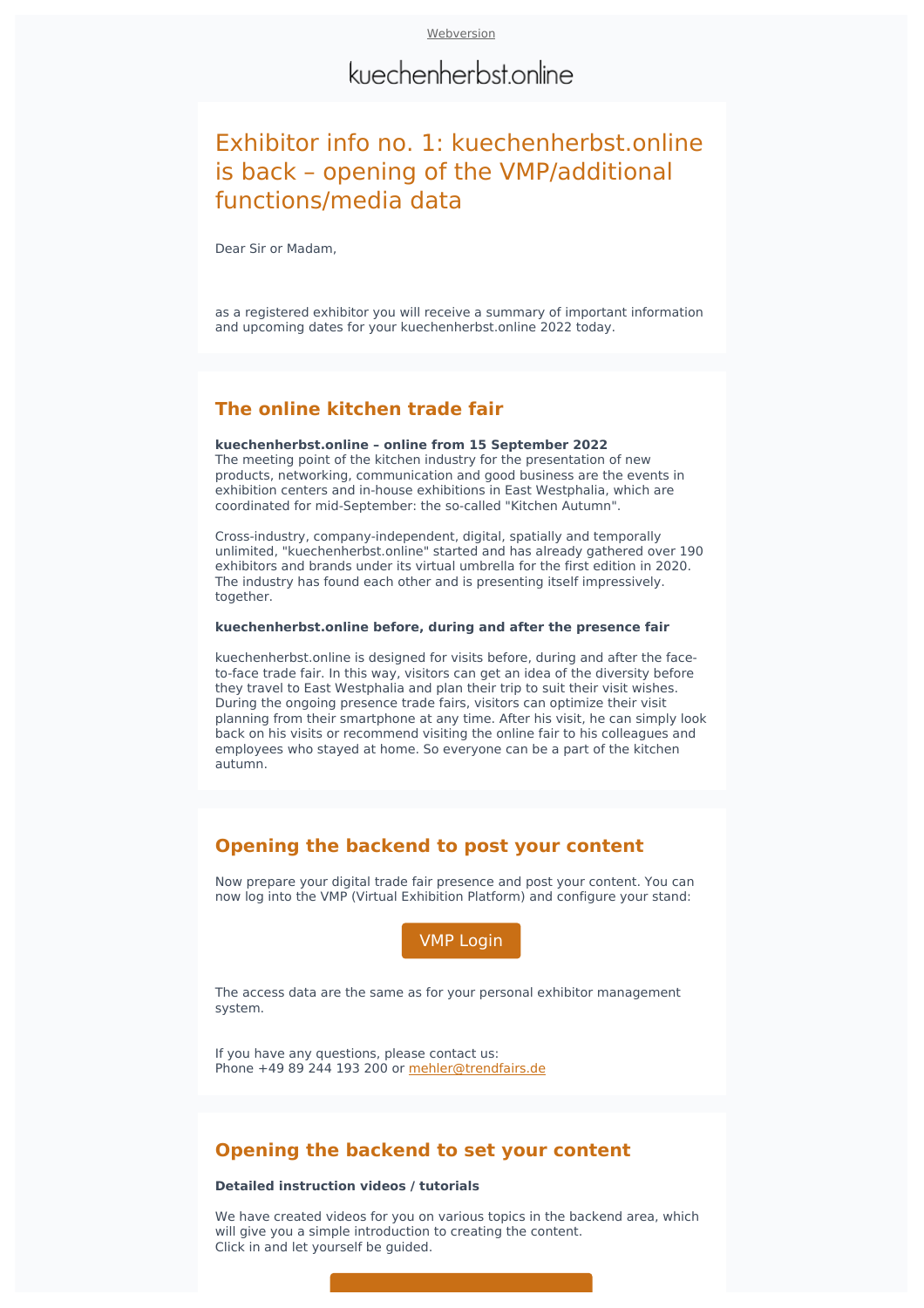Webversion

kuechenherbst.online

# Exhibitor info no. 1: kuechenherbst.online is back – opening of the VMP/additional functions/media data

Dear Sir or Madam,

as a registered exhibitor you will receive a summary of important information and upcoming dates for your kuechenherbst.online 2022 today.

## The online kitchen trade fair

**kuechenherbst.online – online from 15 September 2022**
The meeting point of the kitchen industry for the presentation of new products, networking, communication and good business are the events in exhibition centers and in-house exhibitions in East Westphalia, which are coordinated for mid-September: the so-called "Kitchen Autumn".

Cross-industry, company-independent, digital, spatially and temporally unlimited, "kuechenherbst.online" started and has already gathered over 190 exhibitors and brands under its virtual umbrella for the first edition in 2020. The industry has found each other and is presenting itself impressively. together.

**kuechenherbst.online before, during and after the presence fair**

kuechenherbst.online is designed for visits before, during and after the face-to-face trade fair. In this way, visitors can get an idea of the diversity before they travel to East Westphalia and plan their trip to suit their visit wishes. During the ongoing presence trade fairs, visitors can optimize their visit planning from their smartphone at any time. After his visit, he can simply look back on his visits or recommend visiting the online fair to his colleagues and employees who stayed at home. So everyone can be a part of the kitchen autumn.

## Opening the backend to post your content

Now prepare your digital trade fair presence and post your content. You can now log into the VMP (Virtual Exhibition Platform) and configure your stand:

VMP Login

The access data are the same as for your personal exhibitor management system.

If you have any questions, please contact us:
Phone +49 89 244 193 200 or mehler@trendfairs.de

## Opening the backend to set your content

**Detailed instruction videos / tutorials**

We have created videos for you on various topics in the backend area, which will give you a simple introduction to creating the content.
Click in and let yourself be guided.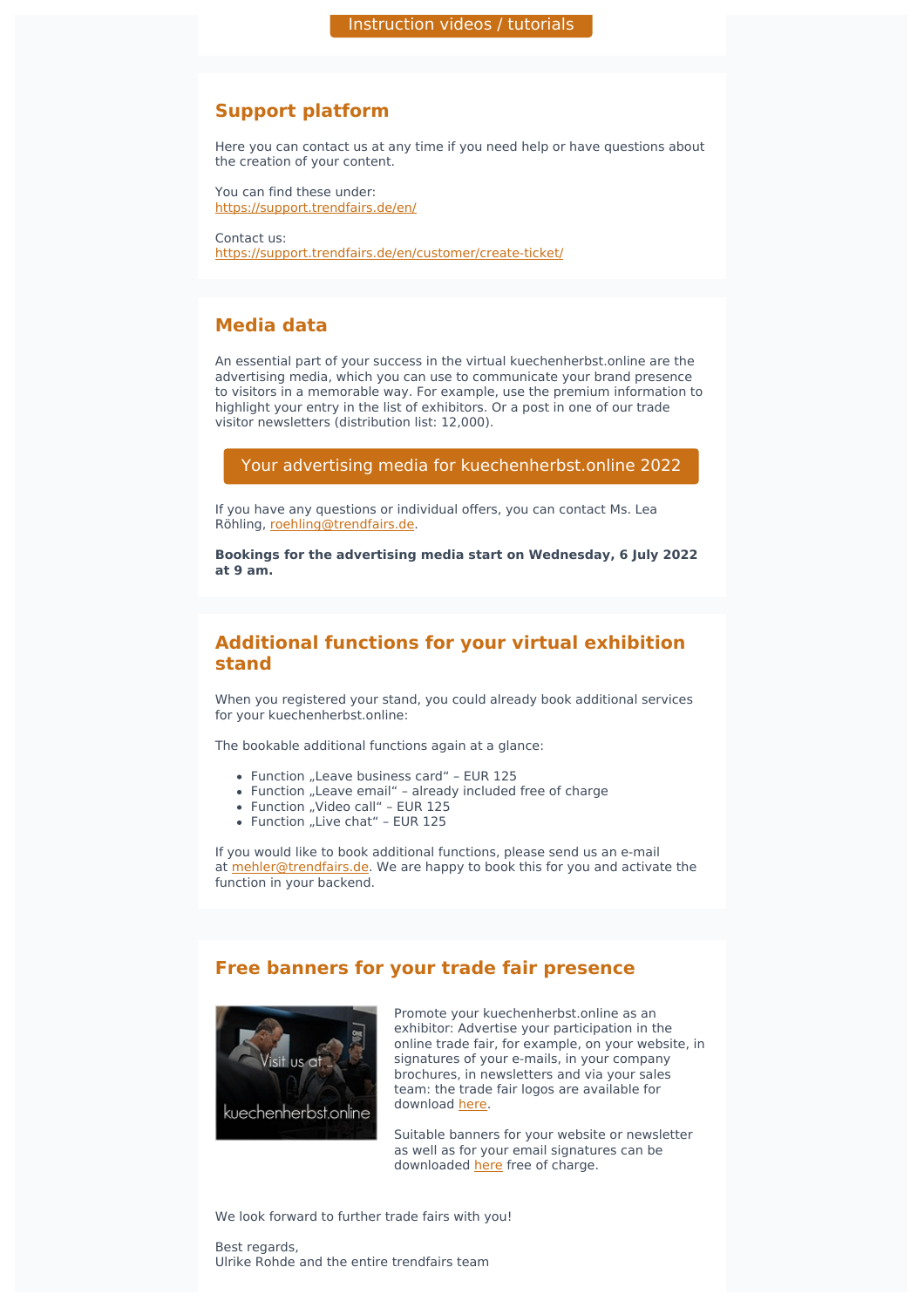Instruction videos / tutorials

## Support platform

Here you can contact us at any time if you need help or have questions about the creation of your content.

You can find these under:
https://support.trendfairs.de/en/

Contact us:
https://support.trendfairs.de/en/customer/create-ticket/

## Media data

An essential part of your success in the virtual kuechenherbst.online are the advertising media, which you can use to communicate your brand presence to visitors in a memorable way. For example, use the premium information to highlight your entry in the list of exhibitors. Or a post in one of our trade visitor newsletters (distribution list: 12,000).

Your advertising media for kuechenherbst.online 2022

If you have any questions or individual offers, you can contact Ms. Lea Röhling, roehling@trendfairs.de.

**Bookings for the advertising media start on Wednesday, 6 July 2022 at 9 am.**

## Additional functions for your virtual exhibition stand

When you registered your stand, you could already book additional services for your kuechenherbst.online:

The bookable additional functions again at a glance:

- Function „Leave business card" – EUR 125
- Function „Leave email" – already included free of charge
- Function „Video call" – EUR 125
- Function „Live chat" – EUR 125

If you would like to book additional functions, please send us an e-mail at mehler@trendfairs.de. We are happy to book this for you and activate the function in your backend.

## Free banners for your trade fair presence

Promote your kuechenherbst.online as an exhibitor: Advertise your participation in the online trade fair, for example, on your website, in signatures of your e-mails, in your company brochures, in newsletters and via your sales team: the trade fair logos are available for download here.

Suitable banners for your website or newsletter as well as for your email signatures can be downloaded here free of charge.

We look forward to further trade fairs with you!

Best regards,
Ulrike Rohde and the entire trendfairs team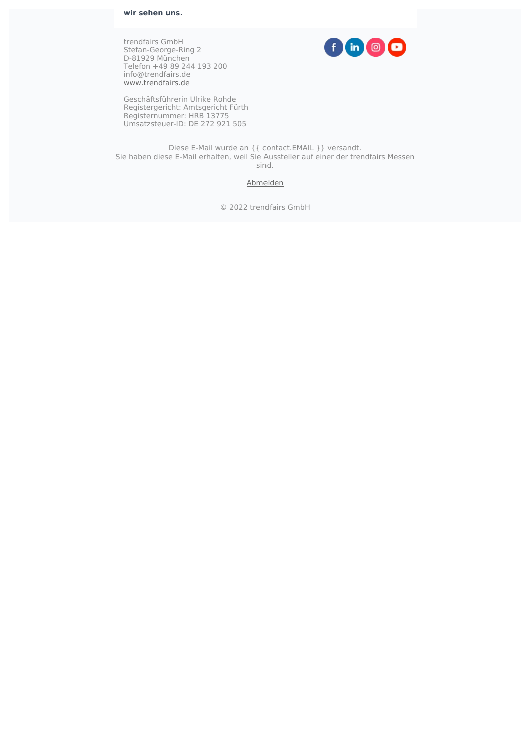**wir sehen uns.**

trendfairs GmbH
Stefan-George-Ring 2
D-81929 München
Telefon +49 89 244 193 200
info@trendfairs.de
www.trendfairs.de

Geschäftsführerin Ulrike Rohde
Registergericht: Amtsgericht Fürth
Registernummer: HRB 13775
Umsatzsteuer-ID: DE 272 921 505

Diese E-Mail wurde an {{ contact.EMAIL }} versandt.
Sie haben diese E-Mail erhalten, weil Sie Aussteller auf einer der trendfairs Messen sind.

Abmelden

© 2022 trendfairs GmbH